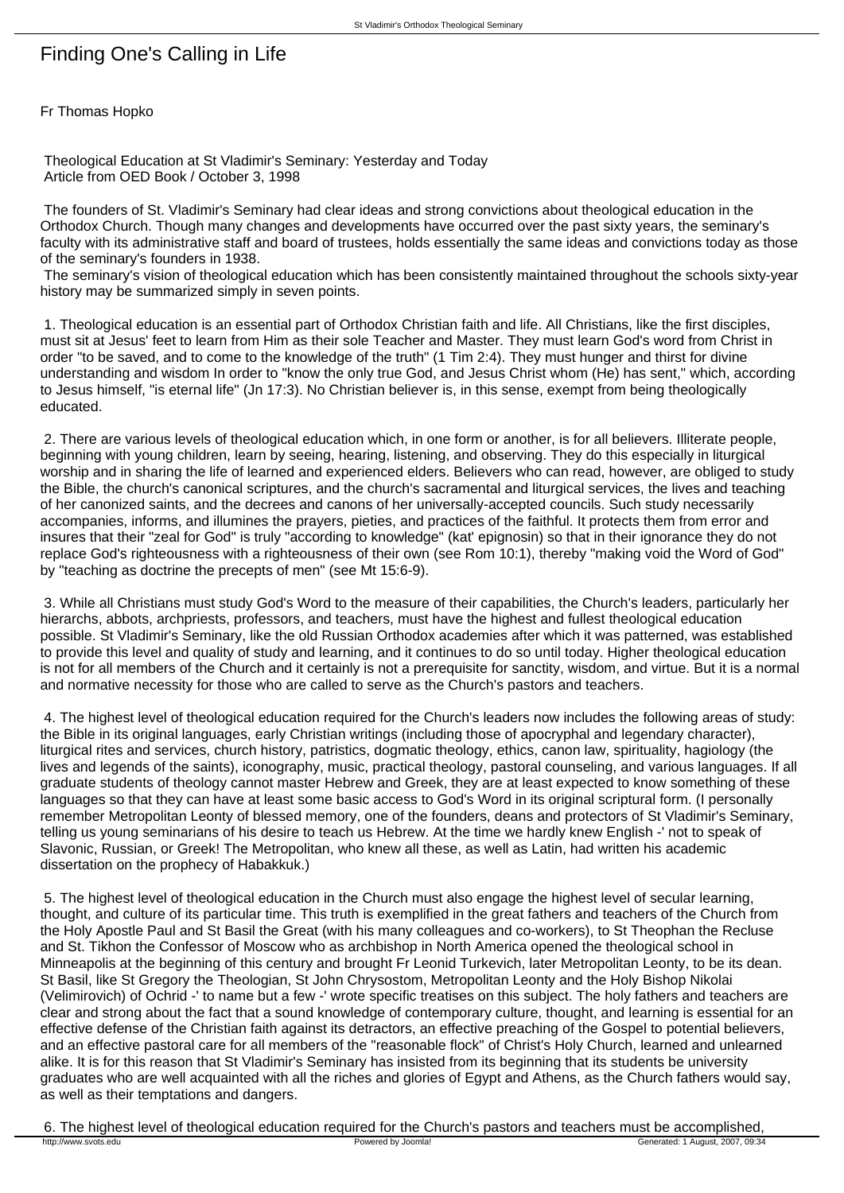# Finding One's Calling in Life

Fr Thomas Hopko

Theological Education at St Vladimir's Seminary: Yesterday and Today
Article from OED Book / October 3, 1998

The founders of St. Vladimir's Seminary had clear ideas and strong convictions about theological education in the Orthodox Church. Though many changes and developments have occurred over the past sixty years, the seminary's faculty with its administrative staff and board of trustees, holds essentially the same ideas and convictions today as those of the seminary's founders in 1938.

The seminary's vision of theological education which has been consistently maintained throughout the schools sixty-year history may be summarized simply in seven points.

1. Theological education is an essential part of Orthodox Christian faith and life. All Christians, like the first disciples, must sit at Jesus' feet to learn from Him as their sole Teacher and Master. They must learn God's word from Christ in order "to be saved, and to come to the knowledge of the truth" (1 Tim 2:4). They must hunger and thirst for divine understanding and wisdom In order to "know the only true God, and Jesus Christ whom (He) has sent," which, according to Jesus himself, "is eternal life" (Jn 17:3). No Christian believer is, in this sense, exempt from being theologically educated.

2. There are various levels of theological education which, in one form or another, is for all believers. Illiterate people, beginning with young children, learn by seeing, hearing, listening, and observing. They do this especially in liturgical worship and in sharing the life of learned and experienced elders. Believers who can read, however, are obliged to study the Bible, the church's canonical scriptures, and the church's sacramental and liturgical services, the lives and teaching of her canonized saints, and the decrees and canons of her universally-accepted councils. Such study necessarily accompanies, informs, and illumines the prayers, pieties, and practices of the faithful. It protects them from error and insures that their "zeal for God" is truly "according to knowledge" (kat' epignosin) so that in their ignorance they do not replace God's righteousness with a righteousness of their own (see Rom 10:1), thereby "making void the Word of God" by "teaching as doctrine the precepts of men" (see Mt 15:6-9).

3. While all Christians must study God's Word to the measure of their capabilities, the Church's leaders, particularly her hierarchs, abbots, archpriests, professors, and teachers, must have the highest and fullest theological education possible. St Vladimir's Seminary, like the old Russian Orthodox academies after which it was patterned, was established to provide this level and quality of study and learning, and it continues to do so until today. Higher theological education is not for all members of the Church and it certainly is not a prerequisite for sanctity, wisdom, and virtue. But it is a normal and normative necessity for those who are called to serve as the Church's pastors and teachers.

4. The highest level of theological education required for the Church's leaders now includes the following areas of study: the Bible in its original languages, early Christian writings (including those of apocryphal and legendary character), liturgical rites and services, church history, patristics, dogmatic theology, ethics, canon law, spirituality, hagiology (the lives and legends of the saints), iconography, music, practical theology, pastoral counseling, and various languages. If all graduate students of theology cannot master Hebrew and Greek, they are at least expected to know something of these languages so that they can have at least some basic access to God's Word in its original scriptural form. (I personally remember Metropolitan Leonty of blessed memory, one of the founders, deans and protectors of St Vladimir's Seminary, telling us young seminarians of his desire to teach us Hebrew. At the time we hardly knew English -' not to speak of Slavonic, Russian, or Greek! The Metropolitan, who knew all these, as well as Latin, had written his academic dissertation on the prophecy of Habakkuk.)

5. The highest level of theological education in the Church must also engage the highest level of secular learning, thought, and culture of its particular time. This truth is exemplified in the great fathers and teachers of the Church from the Holy Apostle Paul and St Basil the Great (with his many colleagues and co-workers), to St Theophan the Recluse and St. Tikhon the Confessor of Moscow who as archbishop in North America opened the theological school in Minneapolis at the beginning of this century and brought Fr Leonid Turkevich, later Metropolitan Leonty, to be its dean. St Basil, like St Gregory the Theologian, St John Chrysostom, Metropolitan Leonty and the Holy Bishop Nikolai (Velimirovich) of Ochrid -' to name but a few -' wrote specific treatises on this subject. The holy fathers and teachers are clear and strong about the fact that a sound knowledge of contemporary culture, thought, and learning is essential for an effective defense of the Christian faith against its detractors, an effective preaching of the Gospel to potential believers, and an effective pastoral care for all members of the "reasonable flock" of Christ's Holy Church, learned and unlearned alike. It is for this reason that St Vladimir's Seminary has insisted from its beginning that its students be university graduates who are well acquainted with all the riches and glories of Egypt and Athens, as the Church fathers would say, as well as their temptations and dangers.

6. The highest level of theological education required for the Church's pastors and teachers must be accomplished,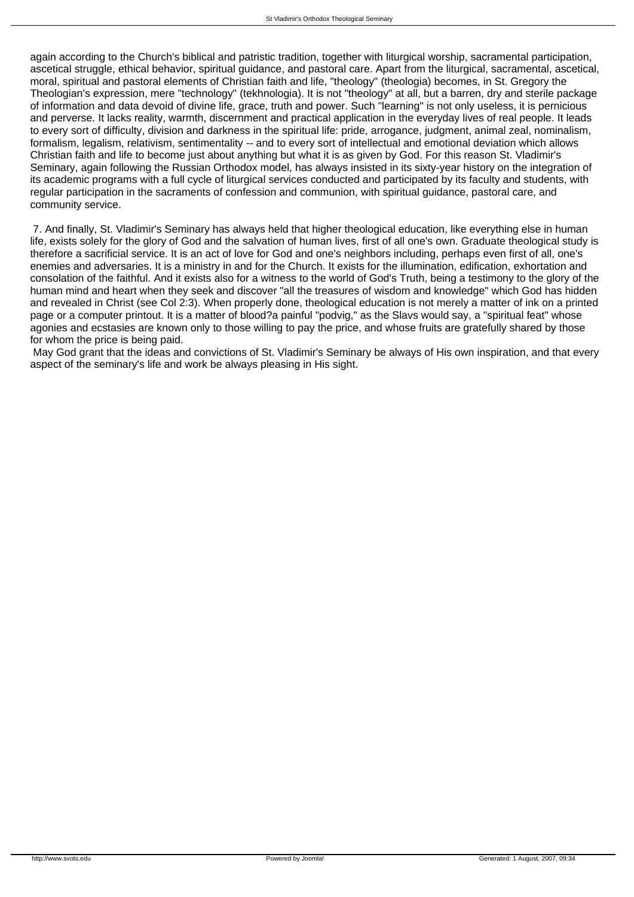again according to the Church's biblical and patristic tradition, together with liturgical worship, sacramental participation, ascetical struggle, ethical behavior, spiritual guidance, and pastoral care. Apart from the liturgical, sacramental, ascetical, moral, spiritual and pastoral elements of Christian faith and life, "theology" (theologia) becomes, in St. Gregory the Theologian's expression, mere "technology" (tekhnologia). It is not "theology" at all, but a barren, dry and sterile package of information and data devoid of divine life, grace, truth and power. Such "learning" is not only useless, it is pernicious and perverse. It lacks reality, warmth, discernment and practical application in the everyday lives of real people. It leads to every sort of difficulty, division and darkness in the spiritual life: pride, arrogance, judgment, animal zeal, nominalism, formalism, legalism, relativism, sentimentality -- and to every sort of intellectual and emotional deviation which allows Christian faith and life to become just about anything but what it is as given by God. For this reason St. Vladimir's Seminary, again following the Russian Orthodox model, has always insisted in its sixty-year history on the integration of its academic programs with a full cycle of liturgical services conducted and participated by its faculty and students, with regular participation in the sacraments of confession and communion, with spiritual guidance, pastoral care, and community service.

7. And finally, St. Vladimir's Seminary has always held that higher theological education, like everything else in human life, exists solely for the glory of God and the salvation of human lives, first of all one's own. Graduate theological study is therefore a sacrificial service. It is an act of love for God and one's neighbors including, perhaps even first of all, one's enemies and adversaries. It is a ministry in and for the Church. It exists for the illumination, edification, exhortation and consolation of the faithful. And it exists also for a witness to the world of God's Truth, being a testimony to the glory of the human mind and heart when they seek and discover "all the treasures of wisdom and knowledge" which God has hidden and revealed in Christ (see Col 2:3). When properly done, theological education is not merely a matter of ink on a printed page or a computer printout. It is a matter of blood?a painful "podvig," as the Slavs would say, a "spiritual feat" whose agonies and ecstasies are known only to those willing to pay the price, and whose fruits are gratefully shared by those for whom the price is being paid.

May God grant that the ideas and convictions of St. Vladimir's Seminary be always of His own inspiration, and that every aspect of the seminary's life and work be always pleasing in His sight.